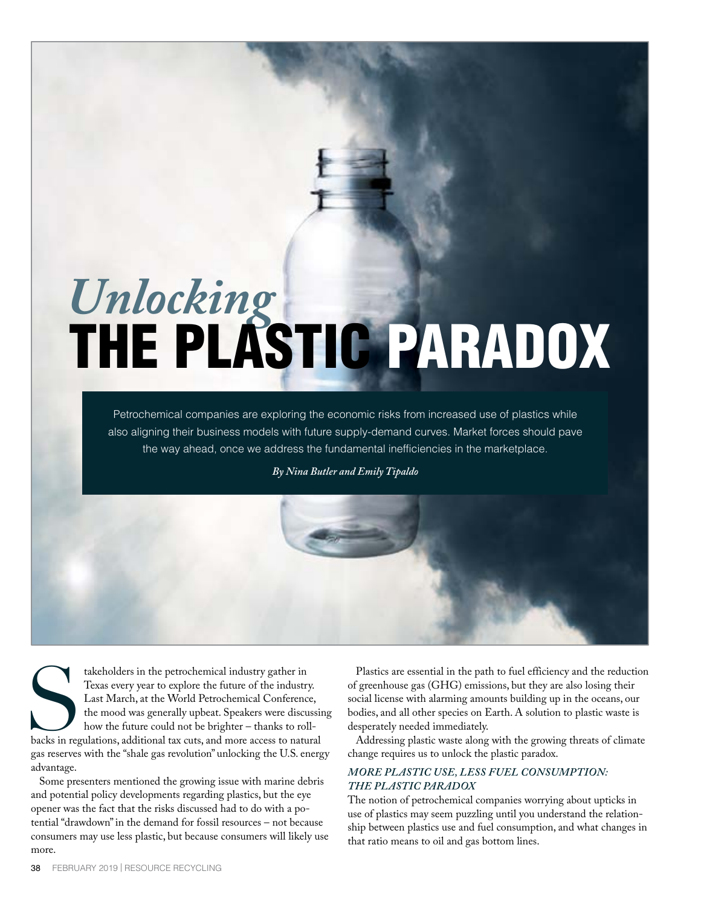# *Unlocking* THE PLASTIC PARADOX

Petrochemical companies are exploring the economic risks from increased use of plastics while also aligning their business models with future supply-demand curves. Market forces should pave the way ahead, once we address the fundamental inefficiencies in the marketplace.

*By Nina Butler and Emily Tipaldo*

Stakeholders in the petrochemical industry gather in Texas every year to explore the future of the industry. Last March, at the World Petrochemical Conference, the mood was generally upbeat. Speakers were discussing how the future could not be brighter – thanks to rollbacks in regulations, additional tax cuts, and more access to natural gas reserves with the "shale gas revolution" unlocking the U.S. energy advantage.

Some presenters mentioned the growing issue with marine debris and potential policy developments regarding plastics, but the eye opener was the fact that the risks discussed had to do with a potential "drawdown" in the demand for fossil resources – not because consumers may use less plastic, but because consumers will likely use more.

Plastics are essential in the path to fuel efficiency and the reduction of greenhouse gas (GHG) emissions, but they are also losing their social license with alarming amounts building up in the oceans, our bodies, and all other species on Earth. A solution to plastic waste is desperately needed immediately.

Addressing plastic waste along with the growing threats of climate change requires us to unlock the plastic paradox.

### *MORE PLASTIC USE, LESS FUEL CONSUMPTION: THE PLASTIC PARADOX*

The notion of petrochemical companies worrying about upticks in use of plastics may seem puzzling until you understand the relationship between plastics use and fuel consumption, and what changes in that ratio means to oil and gas bottom lines.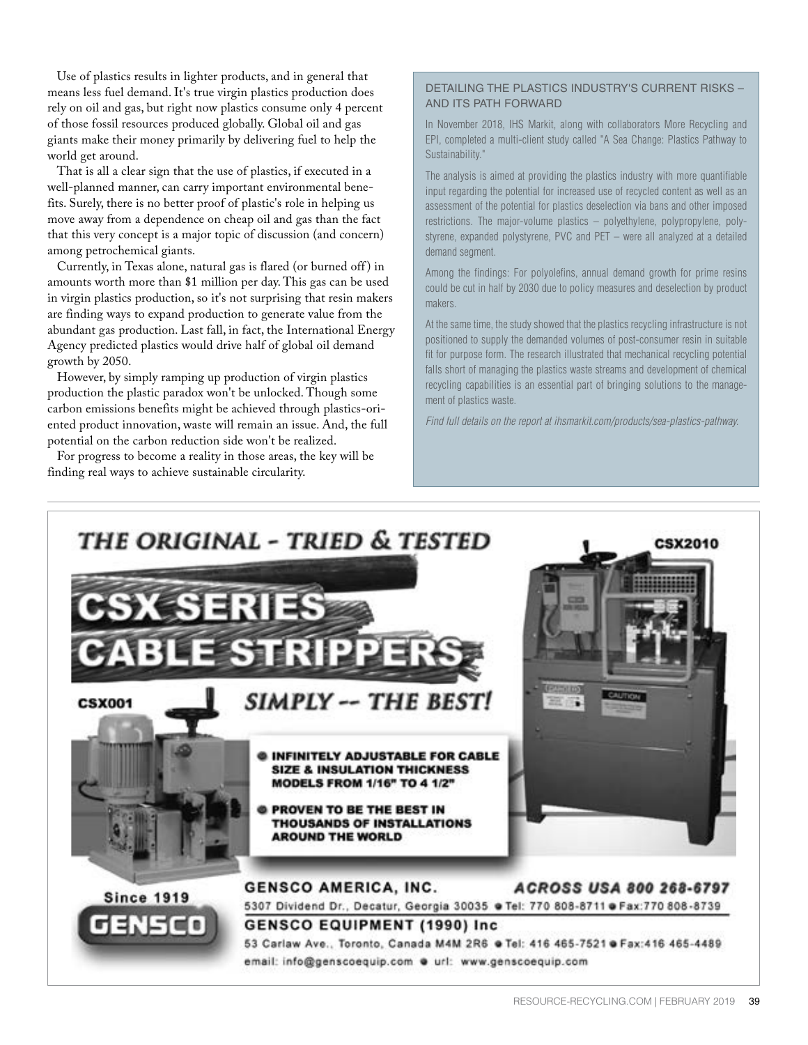Use of plastics results in lighter products, and in general that means less fuel demand. It's true virgin plastics production does rely on oil and gas, but right now plastics consume only 4 percent of those fossil resources produced globally. Global oil and gas giants make their money primarily by delivering fuel to help the world get around.

That is all a clear sign that the use of plastics, if executed in a well-planned manner, can carry important environmental benefits. Surely, there is no better proof of plastic's role in helping us move away from a dependence on cheap oil and gas than the fact that this very concept is a major topic of discussion (and concern) among petrochemical giants.

Currently, in Texas alone, natural gas is flared (or burned off) in amounts worth more than $1 million per day. This gas can be used in virgin plastics production, so it's not surprising that resin makers are finding ways to expand production to generate value from the abundant gas production. Last fall, in fact, the International Energy Agency predicted plastics would drive half of global oil demand growth by 2050.

However, by simply ramping up production of virgin plastics production the plastic paradox won't be unlocked. Though some carbon emissions benefits might be achieved through plastics-oriented product innovation, waste will remain an issue. And, the full potential on the carbon reduction side won't be realized.

For progress to become a reality in those areas, the key will be finding real ways to achieve sustainable circularity.

### DETAILING THE PLASTICS INDUSTRY'S CURRENT RISKS – AND ITS PATH FORWARD

In November 2018, IHS Markit, along with collaborators More Recycling and EPI, completed a multi-client study called "A Sea Change: Plastics Pathway to Sustainability."

The analysis is aimed at providing the plastics industry with more quantifiable input regarding the potential for increased use of recycled content as well as an assessment of the potential for plastics deselection via bans and other imposed restrictions. The major-volume plastics – polyethylene, polypropylene, polystyrene, expanded polystyrene, PVC and PET – were all analyzed at a detailed demand segment.

Among the findings: For polyolefins, annual demand growth for prime resins could be cut in half by 2030 due to policy measures and deselection by product makers.

At the same time, the study showed that the plastics recycling infrastructure is not positioned to supply the demanded volumes of post-consumer resin in suitable fit for purpose form. The research illustrated that mechanical recycling potential falls short of managing the plastics waste streams and development of chemical recycling capabilities is an essential part of bringing solutions to the management of plastics waste.

*Find full details on the report at ihsmarkit.com/products/sea-plastics-pathway.*

---

**THE ORIGINAL - TRIED & TESTED**

**CSX SERIES CABLE STRIPPERS**

CSX2010

CSX001

**SIMPLY -- THE BEST!**

- **INFINITELY ADJUSTABLE FOR CABLE SIZE & INSULATION THICKNESS MODELS FROM 1/16" TO 4 1/2"**
- **PROVEN TO BE THE BEST IN THOUSANDS OF INSTALLATIONS AROUND THE WORLD**

Since 1919

GENSCO

**GENSCO AMERICA, INC.** ACROSS USA 800 268-6797

5307 Dividend Dr., Decatur, Georgia 30035 • Tel: 770 808-8711 • Fax:770 808-8739

**GENSCO EQUIPMENT (1990) Inc**

53 Carlaw Ave., Toronto, Canada M4M 2R6 • Tel: 416 465-7521 • Fax:416 465-4489

email: info@genscoequip.com • url: www.genscoequip.com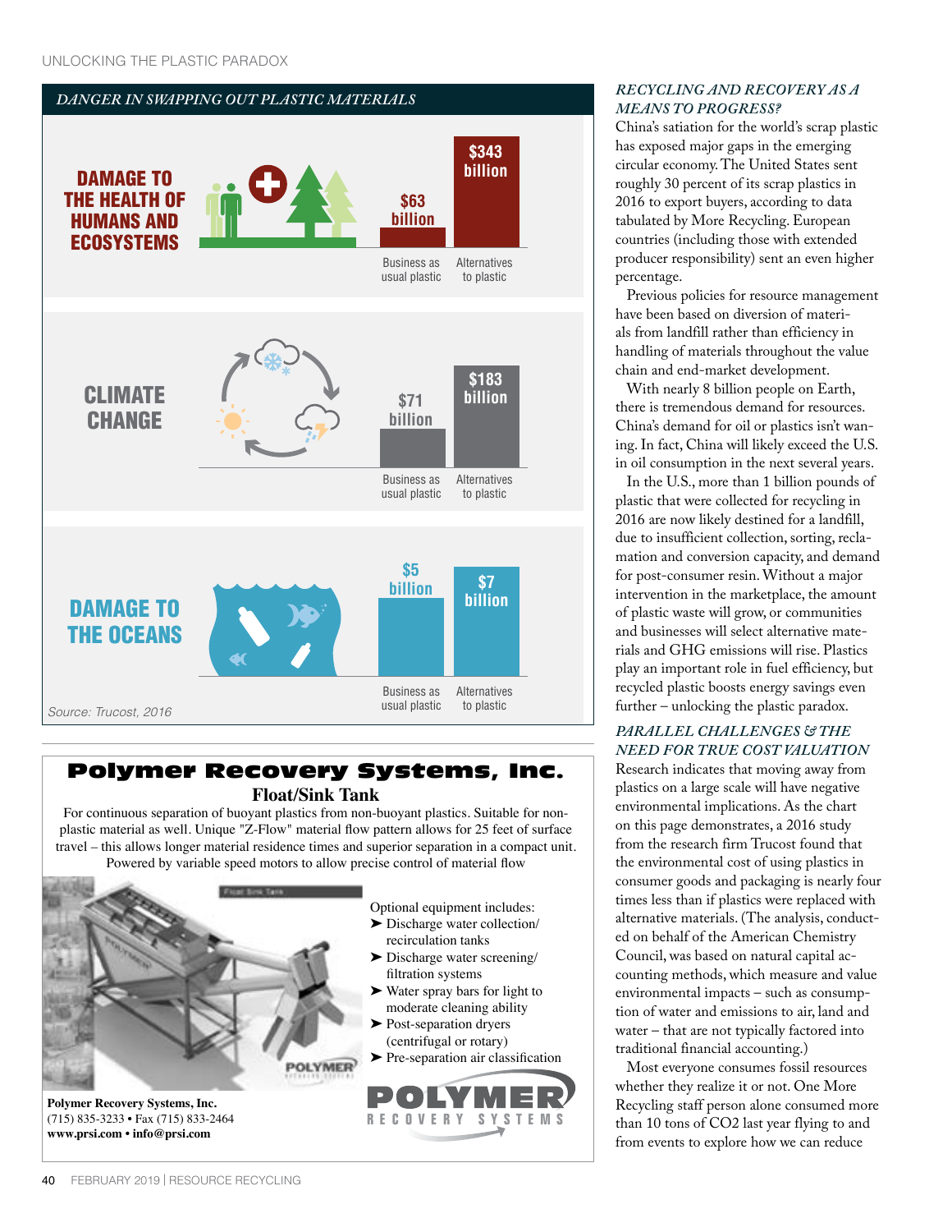## DANGER IN SWAPPING OUT PLASTIC MATERIALS

**DAMAGE TO THE HEALTH OF HUMANS AND ECOSYSTEMS**

$63 billion

$343 billion

Business as usual plastic

Alternatives to plastic

**CLIMATE CHANGE**

$71 billion

$183 billion

Business as usual plastic

Alternatives to plastic

**DAMAGE TO THE OCEANS**

$5 billion

$7 billion

Business as usual plastic

Alternatives to plastic

Source: Trucost, 2016

---

## Polymer Recovery Systems, Inc.

### Float/Sink Tank

For continuous separation of buoyant plastics from non-buoyant plastics. Suitable for non-plastic material as well. Unique "Z-Flow" material flow pattern allows for 25 feet of surface travel – this allows longer material residence times and superior separation in a compact unit. Powered by variable speed motors to allow precise control of material flow

Optional equipment includes:

- Discharge water collection/ recirculation tanks
- Discharge water screening/ filtration systems
- Water spray bars for light to moderate cleaning ability
- Post-separation dryers (centrifugal or rotary)
- Pre-separation air classification

**Polymer Recovery Systems, Inc.**
(715) 835-3233 • Fax (715) 833-2464
**www.prsi.com • info@prsi.com**

POLYMER RECOVERY SYSTEMS

---

### *RECYCLING AND RECOVERY AS A MEANS TO PROGRESS?*

China's satiation for the world's scrap plastic has exposed major gaps in the emerging circular economy. The United States sent roughly 30 percent of its scrap plastics in 2016 to export buyers, according to data tabulated by More Recycling. European countries (including those with extended producer responsibility) sent an even higher percentage.

Previous policies for resource management have been based on diversion of materials from landfill rather than efficiency in handling of materials throughout the value chain and end-market development.

With nearly 8 billion people on Earth, there is tremendous demand for resources. China's demand for oil or plastics isn't waning. In fact, China will likely exceed the U.S. in oil consumption in the next several years.

In the U.S., more than 1 billion pounds of plastic that were collected for recycling in 2016 are now likely destined for a landfill, due to insufficient collection, sorting, reclamation and conversion capacity, and demand for post-consumer resin. Without a major intervention in the marketplace, the amount of plastic waste will grow, or communities and businesses will select alternative materials and GHG emissions will rise. Plastics play an important role in fuel efficiency, but recycled plastic boosts energy savings even further – unlocking the plastic paradox.

### *PARALLEL CHALLENGES & THE NEED FOR TRUE COST VALUATION*

Research indicates that moving away from plastics on a large scale will have negative environmental implications. As the chart on this page demonstrates, a 2016 study from the research firm Trucost found that the environmental cost of using plastics in consumer goods and packaging is nearly four times less than if plastics were replaced with alternative materials. (The analysis, conducted on behalf of the American Chemistry Council, was based on natural capital accounting methods, which measure and value environmental impacts – such as consumption of water and emissions to air, land and water – that are not typically factored into traditional financial accounting.)

Most everyone consumes fossil resources whether they realize it or not. One More Recycling staff person alone consumed more than 10 tons of $CO_2$ last year flying to and from events to explore how we can reduce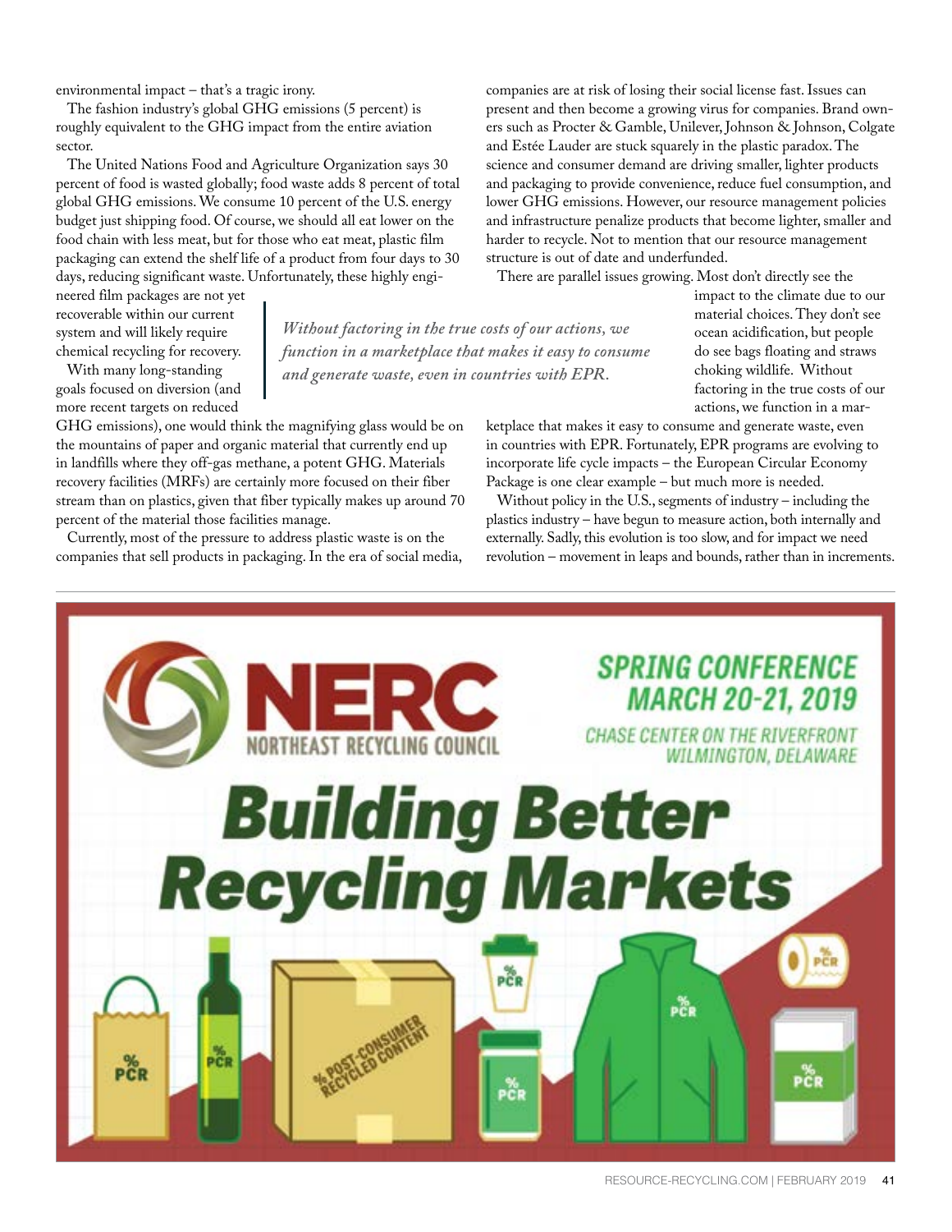environmental impact – that's a tragic irony.

The fashion industry's global GHG emissions (5 percent) is roughly equivalent to the GHG impact from the entire aviation sector.

The United Nations Food and Agriculture Organization says 30 percent of food is wasted globally; food waste adds 8 percent of total global GHG emissions. We consume 10 percent of the U.S. energy budget just shipping food. Of course, we should all eat lower on the food chain with less meat, but for those who eat meat, plastic film packaging can extend the shelf life of a product from four days to 30 days, reducing significant waste. Unfortunately, these highly engineered film packages are not yet recoverable within our current system and will likely require chemical recycling for recovery.

With many long-standing goals focused on diversion (and more recent targets on reduced GHG emissions), one would think the magnifying glass would be on the mountains of paper and organic material that currently end up in landfills where they off-gas methane, a potent GHG. Materials recovery facilities (MRFs) are certainly more focused on their fiber stream than on plastics, given that fiber typically makes up around 70 percent of the material those facilities manage.

Currently, most of the pressure to address plastic waste is on the companies that sell products in packaging. In the era of social media, companies are at risk of losing their social license fast. Issues can present and then become a growing virus for companies. Brand owners such as Procter & Gamble, Unilever, Johnson & Johnson, Colgate and Estée Lauder are stuck squarely in the plastic paradox. The science and consumer demand are driving smaller, lighter products and packaging to provide convenience, reduce fuel consumption, and lower GHG emissions. However, our resource management policies and infrastructure penalize products that become lighter, smaller and harder to recycle. Not to mention that our resource management structure is out of date and underfunded.

There are parallel issues growing. Most don't directly see the impact to the climate due to our material choices. They don't see ocean acidification, but people do see bags floating and straws choking wildlife. Without factoring in the true costs of our actions, we function in a marketplace that makes it easy to consume and generate waste, even in countries with EPR. Fortunately, EPR programs are evolving to incorporate life cycle impacts – the European Circular Economy Package is one clear example – but much more is needed.

Without policy in the U.S., segments of industry – including the plastics industry – have begun to measure action, both internally and externally. Sadly, this evolution is too slow, and for impact we need revolution – movement in leaps and bounds, rather than in increments.

> *Without factoring in the true costs of our actions, we function in a marketplace that makes it easy to consume and generate waste, even in countries with EPR.*

NERC
NORTHEAST RECYCLING COUNCIL

SPRING CONFERENCE
MARCH 20-21, 2019
CHASE CENTER ON THE RIVERFRONT
WILMINGTON, DELAWARE

Building Better Recycling Markets

% PCR
% POST-CONSUMER RECYCLED CONTENT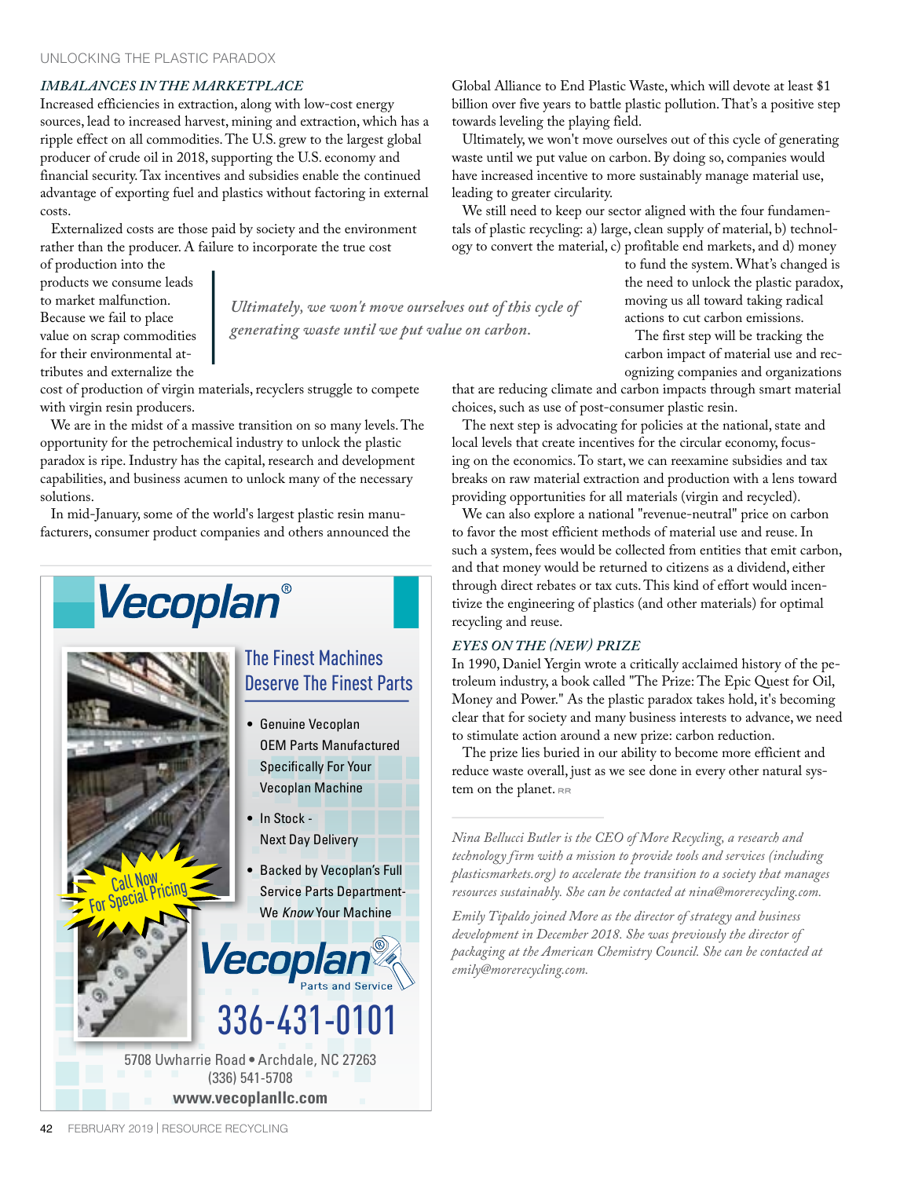### *IMBALANCES IN THE MARKETPLACE*

Increased efficiencies in extraction, along with low-cost energy sources, lead to increased harvest, mining and extraction, which has a ripple effect on all commodities. The U.S. grew to the largest global producer of crude oil in 2018, supporting the U.S. economy and financial security. Tax incentives and subsidies enable the continued advantage of exporting fuel and plastics without factoring in external costs.

Externalized costs are those paid by society and the environment rather than the producer. A failure to incorporate the true cost of production into the products we consume leads to market malfunction. Because we fail to place value on scrap commodities for their environmental attributes and externalize the cost of production of virgin materials, recyclers struggle to compete with virgin resin producers.

> *Ultimately, we won't move ourselves out of this cycle of generating waste until we put value on carbon.*

We are in the midst of a massive transition on so many levels. The opportunity for the petrochemical industry to unlock the plastic paradox is ripe. Industry has the capital, research and development capabilities, and business acumen to unlock many of the necessary solutions.

In mid-January, some of the world's largest plastic resin manufacturers, consumer product companies and others announced the Global Alliance to End Plastic Waste, which will devote at least $1 billion over five years to battle plastic pollution. That's a positive step towards leveling the playing field.

Ultimately, we won't move ourselves out of this cycle of generating waste until we put value on carbon. By doing so, companies would have increased incentive to more sustainably manage material use, leading to greater circularity.

We still need to keep our sector aligned with the four fundamentals of plastic recycling: a) large, clean supply of material, b) technology to convert the material, c) profitable end markets, and d) money to fund the system. What's changed is the need to unlock the plastic paradox, moving us all toward taking radical actions to cut carbon emissions.

The first step will be tracking the carbon impact of material use and recognizing companies and organizations that are reducing climate and carbon impacts through smart material choices, such as use of post-consumer plastic resin.

The next step is advocating for policies at the national, state and local levels that create incentives for the circular economy, focusing on the economics. To start, we can reexamine subsidies and tax breaks on raw material extraction and production with a lens toward providing opportunities for all materials (virgin and recycled).

We can also explore a national "revenue-neutral" price on carbon to favor the most efficient methods of material use and reuse. In such a system, fees would be collected from entities that emit carbon, and that money would be returned to citizens as a dividend, either through direct rebates or tax cuts. This kind of effort would incentivize the engineering of plastics (and other materials) for optimal recycling and reuse.

### *EYES ON THE (NEW) PRIZE*

In 1990, Daniel Yergin wrote a critically acclaimed history of the petroleum industry, a book called "The Prize: The Epic Quest for Oil, Money and Power." As the plastic paradox takes hold, it's becoming clear that for society and many business interests to advance, we need to stimulate action around a new prize: carbon reduction.

The prize lies buried in our ability to become more efficient and reduce waste overall, just as we see done in every other natural system on the planet. RR

---

*Nina Bellucci Butler is the CEO of More Recycling, a research and technology firm with a mission to provide tools and services (including plasticsmarkets.org) to accelerate the transition to a society that manages resources sustainably. She can be contacted at nina@morerecycling.com.*

*Emily Tipaldo joined More as the director of strategy and business development in December 2018. She was previously the director of packaging at the American Chemistry Council. She can be contacted at emily@morerecycling.com.*

---

**Vecoplan®**

**The Finest Machines Deserve The Finest Parts**

- Genuine Vecoplan OEM Parts Manufactured Specifically For Your Vecoplan Machine
- In Stock - Next Day Delivery
- Backed by Vecoplan's Full Service Parts Department- We *Know* Your Machine

Call Now For Special Pricing

**Vecoplan** Parts and Service

**336-431-0101**

5708 Uwharrie Road • Archdale, NC 27263
(336) 541-5708
**www.vecoplanllc.com**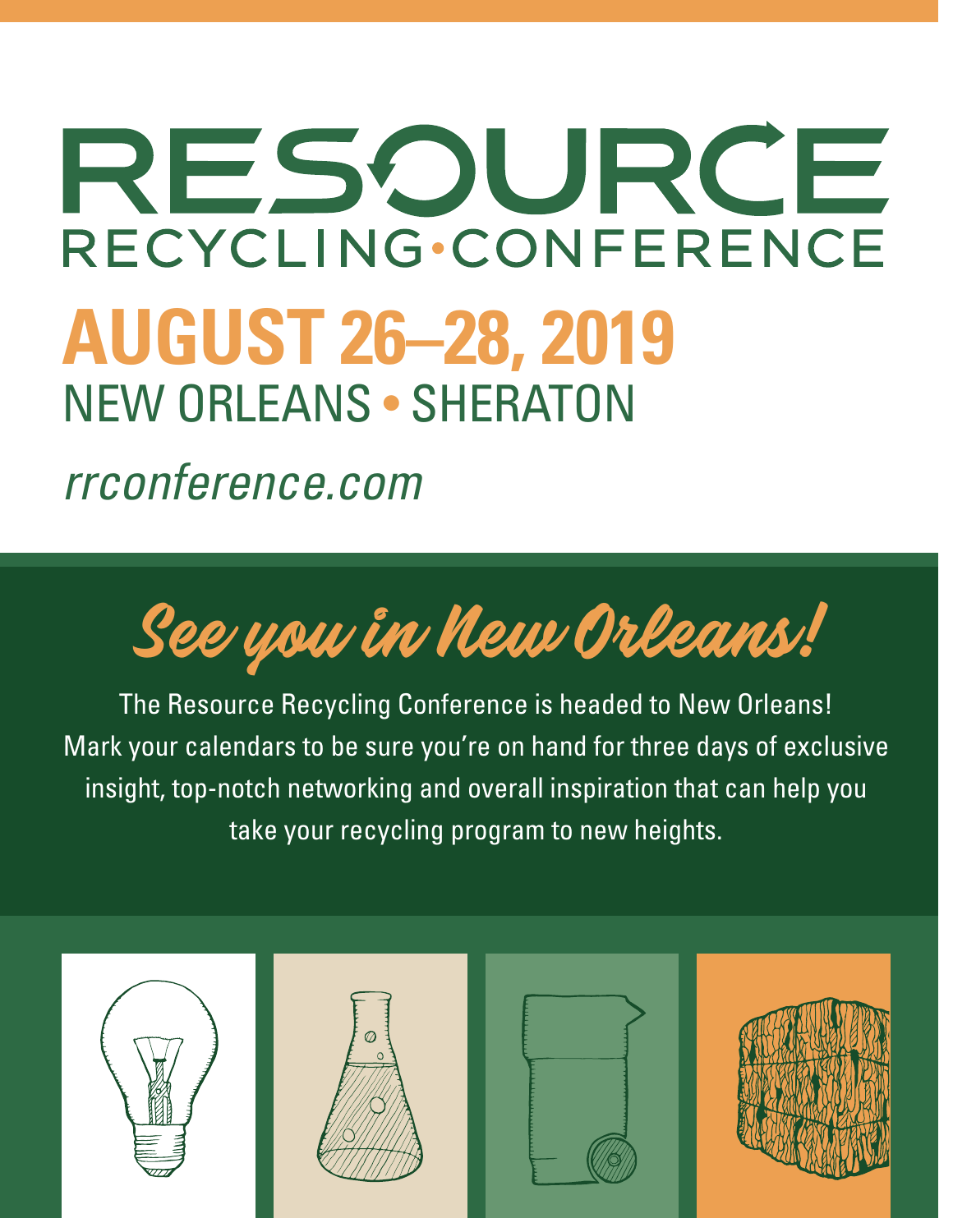# RESOURCE

## RECYCLING·CONFERENCE

## AUGUST 26–28, 2019

NEW ORLEANS • SHERATON

*rrconference.com*

## See you in New Orleans!

The Resource Recycling Conference is headed to New Orleans! Mark your calendars to be sure you're on hand for three days of exclusive insight, top-notch networking and overall inspiration that can help you take your recycling program to new heights.